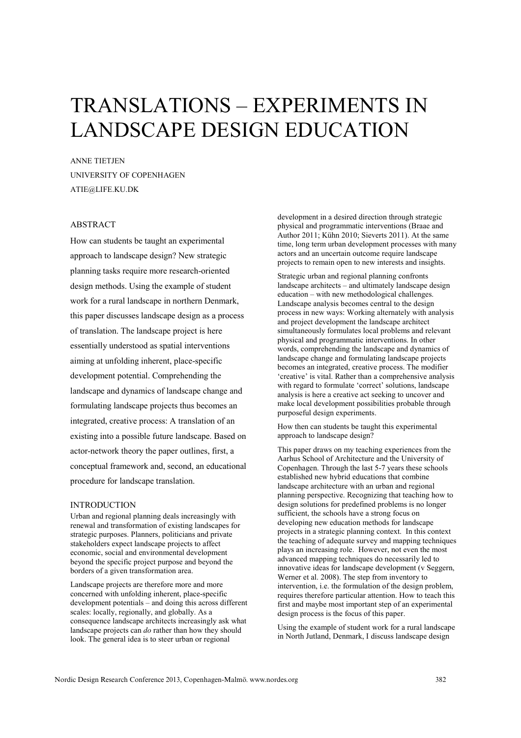# TRANSLATIONS – EXPERIMENTS IN LANDSCAPE DESIGN EDUCATION

ANNE TIETJEN
UNIVERSITY OF COPENHAGEN
ATIE@LIFE.KU.DK

## ABSTRACT

How can students be taught an experimental approach to landscape design? New strategic planning tasks require more research-oriented design methods. Using the example of student work for a rural landscape in northern Denmark, this paper discusses landscape design as a process of translation. The landscape project is here essentially understood as spatial interventions aiming at unfolding inherent, place-specific development potential. Comprehending the landscape and dynamics of landscape change and formulating landscape projects thus becomes an integrated, creative process: A translation of an existing into a possible future landscape. Based on actor-network theory the paper outlines, first, a conceptual framework and, second, an educational procedure for landscape translation.

## INTRODUCTION

Urban and regional planning deals increasingly with renewal and transformation of existing landscapes for strategic purposes. Planners, politicians and private stakeholders expect landscape projects to affect economic, social and environmental development beyond the specific project purpose and beyond the borders of a given transformation area.

Landscape projects are therefore more and more concerned with unfolding inherent, place-specific development potentials – and doing this across different scales: locally, regionally, and globally. As a consequence landscape architects increasingly ask what landscape projects can *do* rather than how they should look. The general idea is to steer urban or regional development in a desired direction through strategic physical and programmatic interventions (Braae and Author 2011; Kühn 2010; Sieverts 2011). At the same time, long term urban development processes with many actors and an uncertain outcome require landscape projects to remain open to new interests and insights.

Strategic urban and regional planning confronts landscape architects – and ultimately landscape design education – with new methodological challenges. Landscape analysis becomes central to the design process in new ways: Working alternately with analysis and project development the landscape architect simultaneously formulates local problems and relevant physical and programmatic interventions. In other words, comprehending the landscape and dynamics of landscape change and formulating landscape projects becomes an integrated, creative process. The modifier 'creative' is vital. Rather than a comprehensive analysis with regard to formulate 'correct' solutions, landscape analysis is here a creative act seeking to uncover and make local development possibilities probable through purposeful design experiments.

How then can students be taught this experimental approach to landscape design?

This paper draws on my teaching experiences from the Aarhus School of Architecture and the University of Copenhagen. Through the last 5-7 years these schools established new hybrid educations that combine landscape architecture with an urban and regional planning perspective. Recognizing that teaching how to design solutions for predefined problems is no longer sufficient, the schools have a strong focus on developing new education methods for landscape projects in a strategic planning context. In this context the teaching of adequate survey and mapping techniques plays an increasing role. However, not even the most advanced mapping techniques do necessarily led to innovative ideas for landscape development (v Seggern, Werner et al. 2008). The step from inventory to intervention, i.e. the formulation of the design problem, requires therefore particular attention. How to teach this first and maybe most important step of an experimental design process is the focus of this paper.

Using the example of student work for a rural landscape in North Jutland, Denmark, I discuss landscape design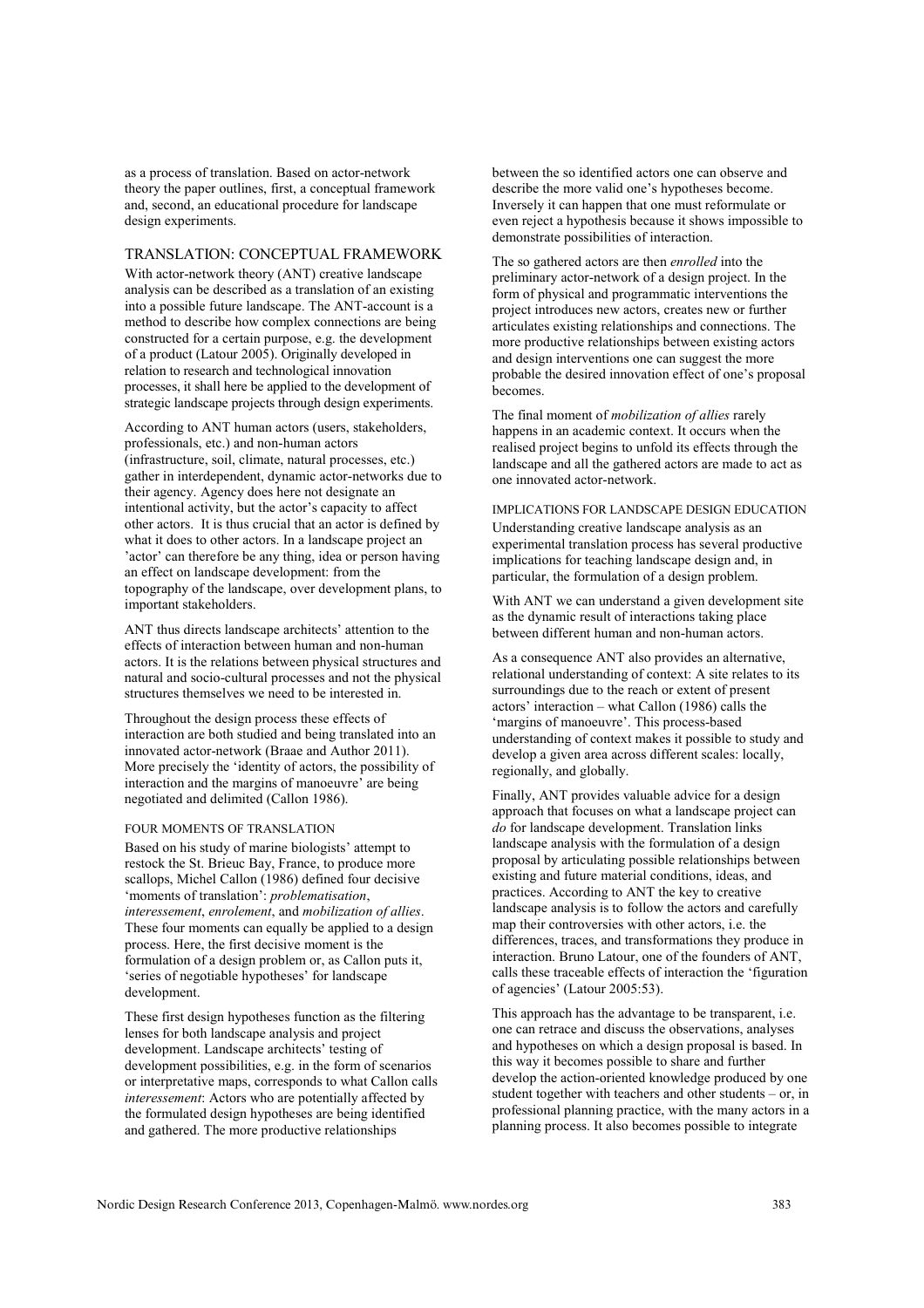as a process of translation. Based on actor-network theory the paper outlines, first, a conceptual framework and, second, an educational procedure for landscape design experiments.

## TRANSLATION: CONCEPTUAL FRAMEWORK

With actor-network theory (ANT) creative landscape analysis can be described as a translation of an existing into a possible future landscape. The ANT-account is a method to describe how complex connections are being constructed for a certain purpose, e.g. the development of a product (Latour 2005). Originally developed in relation to research and technological innovation processes, it shall here be applied to the development of strategic landscape projects through design experiments.

According to ANT human actors (users, stakeholders, professionals, etc.) and non-human actors (infrastructure, soil, climate, natural processes, etc.) gather in interdependent, dynamic actor-networks due to their agency. Agency does here not designate an intentional activity, but the actor's capacity to affect other actors. It is thus crucial that an actor is defined by what it does to other actors. In a landscape project an 'actor' can therefore be any thing, idea or person having an effect on landscape development: from the topography of the landscape, over development plans, to important stakeholders.

ANT thus directs landscape architects' attention to the effects of interaction between human and non-human actors. It is the relations between physical structures and natural and socio-cultural processes and not the physical structures themselves we need to be interested in.

Throughout the design process these effects of interaction are both studied and being translated into an innovated actor-network (Braae and Author 2011). More precisely the 'identity of actors, the possibility of interaction and the margins of manoeuvre' are being negotiated and delimited (Callon 1986).

### FOUR MOMENTS OF TRANSLATION

Based on his study of marine biologists' attempt to restock the St. Brieuc Bay, France, to produce more scallops, Michel Callon (1986) defined four decisive 'moments of translation': *problematisation*, *interessement*, *enrolement*, and *mobilization of allies*. These four moments can equally be applied to a design process. Here, the first decisive moment is the formulation of a design problem or, as Callon puts it, 'series of negotiable hypotheses' for landscape development.

These first design hypotheses function as the filtering lenses for both landscape analysis and project development. Landscape architects' testing of development possibilities, e.g. in the form of scenarios or interpretative maps, corresponds to what Callon calls *interessement*: Actors who are potentially affected by the formulated design hypotheses are being identified and gathered. The more productive relationships between the so identified actors one can observe and describe the more valid one's hypotheses become. Inversely it can happen that one must reformulate or even reject a hypothesis because it shows impossible to demonstrate possibilities of interaction.

The so gathered actors are then *enrolled* into the preliminary actor-network of a design project. In the form of physical and programmatic interventions the project introduces new actors, creates new or further articulates existing relationships and connections. The more productive relationships between existing actors and design interventions one can suggest the more probable the desired innovation effect of one's proposal becomes.

The final moment of *mobilization of allies* rarely happens in an academic context. It occurs when the realised project begins to unfold its effects through the landscape and all the gathered actors are made to act as one innovated actor-network.

### IMPLICATIONS FOR LANDSCAPE DESIGN EDUCATION

Understanding creative landscape analysis as an experimental translation process has several productive implications for teaching landscape design and, in particular, the formulation of a design problem.

With ANT we can understand a given development site as the dynamic result of interactions taking place between different human and non-human actors.

As a consequence ANT also provides an alternative, relational understanding of context: A site relates to its surroundings due to the reach or extent of present actors' interaction – what Callon (1986) calls the 'margins of manoeuvre'. This process-based understanding of context makes it possible to study and develop a given area across different scales: locally, regionally, and globally.

Finally, ANT provides valuable advice for a design approach that focuses on what a landscape project can *do* for landscape development. Translation links landscape analysis with the formulation of a design proposal by articulating possible relationships between existing and future material conditions, ideas, and practices. According to ANT the key to creative landscape analysis is to follow the actors and carefully map their controversies with other actors, i.e. the differences, traces, and transformations they produce in interaction. Bruno Latour, one of the founders of ANT, calls these traceable effects of interaction the 'figuration of agencies' (Latour 2005:53).

This approach has the advantage to be transparent, i.e. one can retrace and discuss the observations, analyses and hypotheses on which a design proposal is based. In this way it becomes possible to share and further develop the action-oriented knowledge produced by one student together with teachers and other students – or, in professional planning practice, with the many actors in a planning process. It also becomes possible to integrate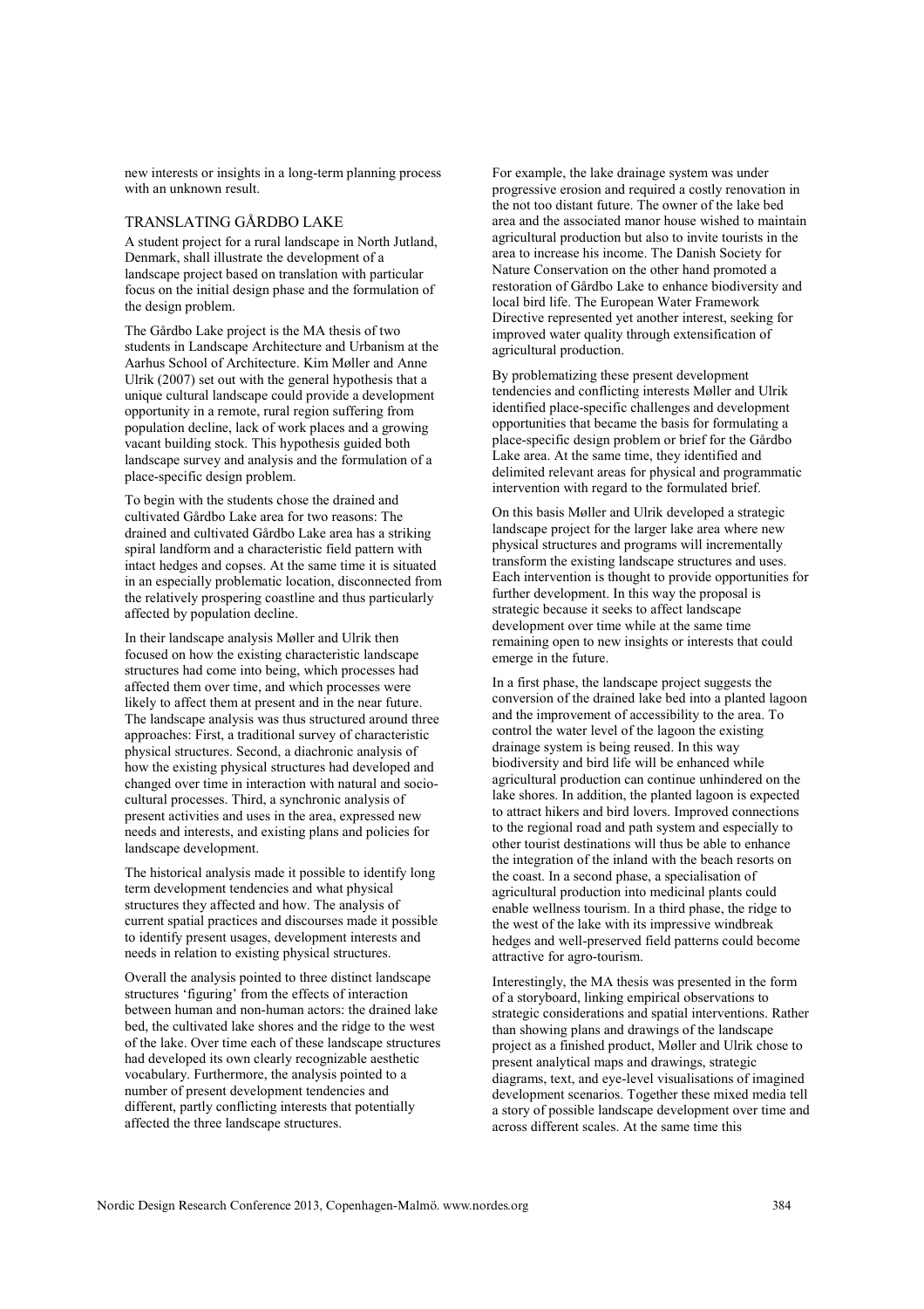new interests or insights in a long-term planning process with an unknown result.

## TRANSLATING GÅRDBO LAKE

A student project for a rural landscape in North Jutland, Denmark, shall illustrate the development of a landscape project based on translation with particular focus on the initial design phase and the formulation of the design problem.

The Gårdbo Lake project is the MA thesis of two students in Landscape Architecture and Urbanism at the Aarhus School of Architecture. Kim Møller and Anne Ulrik (2007) set out with the general hypothesis that a unique cultural landscape could provide a development opportunity in a remote, rural region suffering from population decline, lack of work places and a growing vacant building stock. This hypothesis guided both landscape survey and analysis and the formulation of a place-specific design problem.

To begin with the students chose the drained and cultivated Gårdbo Lake area for two reasons: The drained and cultivated Gårdbo Lake area has a striking spiral landform and a characteristic field pattern with intact hedges and copses. At the same time it is situated in an especially problematic location, disconnected from the relatively prospering coastline and thus particularly affected by population decline.

In their landscape analysis Møller and Ulrik then focused on how the existing characteristic landscape structures had come into being, which processes had affected them over time, and which processes were likely to affect them at present and in the near future. The landscape analysis was thus structured around three approaches: First, a traditional survey of characteristic physical structures. Second, a diachronic analysis of how the existing physical structures had developed and changed over time in interaction with natural and socio-cultural processes. Third, a synchronic analysis of present activities and uses in the area, expressed new needs and interests, and existing plans and policies for landscape development.

The historical analysis made it possible to identify long term development tendencies and what physical structures they affected and how. The analysis of current spatial practices and discourses made it possible to identify present usages, development interests and needs in relation to existing physical structures.

Overall the analysis pointed to three distinct landscape structures 'figuring' from the effects of interaction between human and non-human actors: the drained lake bed, the cultivated lake shores and the ridge to the west of the lake. Over time each of these landscape structures had developed its own clearly recognizable aesthetic vocabulary. Furthermore, the analysis pointed to a number of present development tendencies and different, partly conflicting interests that potentially affected the three landscape structures.

For example, the lake drainage system was under progressive erosion and required a costly renovation in the not too distant future. The owner of the lake bed area and the associated manor house wished to maintain agricultural production but also to invite tourists in the area to increase his income. The Danish Society for Nature Conservation on the other hand promoted a restoration of Gårdbo Lake to enhance biodiversity and local bird life. The European Water Framework Directive represented yet another interest, seeking for improved water quality through extensification of agricultural production.

By problematizing these present development tendencies and conflicting interests Møller and Ulrik identified place-specific challenges and development opportunities that became the basis for formulating a place-specific design problem or brief for the Gårdbo Lake area. At the same time, they identified and delimited relevant areas for physical and programmatic intervention with regard to the formulated brief.

On this basis Møller and Ulrik developed a strategic landscape project for the larger lake area where new physical structures and programs will incrementally transform the existing landscape structures and uses. Each intervention is thought to provide opportunities for further development. In this way the proposal is strategic because it seeks to affect landscape development over time while at the same time remaining open to new insights or interests that could emerge in the future.

In a first phase, the landscape project suggests the conversion of the drained lake bed into a planted lagoon and the improvement of accessibility to the area. To control the water level of the lagoon the existing drainage system is being reused. In this way biodiversity and bird life will be enhanced while agricultural production can continue unhindered on the lake shores. In addition, the planted lagoon is expected to attract hikers and bird lovers. Improved connections to the regional road and path system and especially to other tourist destinations will thus be able to enhance the integration of the inland with the beach resorts on the coast. In a second phase, a specialisation of agricultural production into medicinal plants could enable wellness tourism. In a third phase, the ridge to the west of the lake with its impressive windbreak hedges and well-preserved field patterns could become attractive for agro-tourism.

Interestingly, the MA thesis was presented in the form of a storyboard, linking empirical observations to strategic considerations and spatial interventions. Rather than showing plans and drawings of the landscape project as a finished product, Møller and Ulrik chose to present analytical maps and drawings, strategic diagrams, text, and eye-level visualisations of imagined development scenarios. Together these mixed media tell a story of possible landscape development over time and across different scales. At the same time this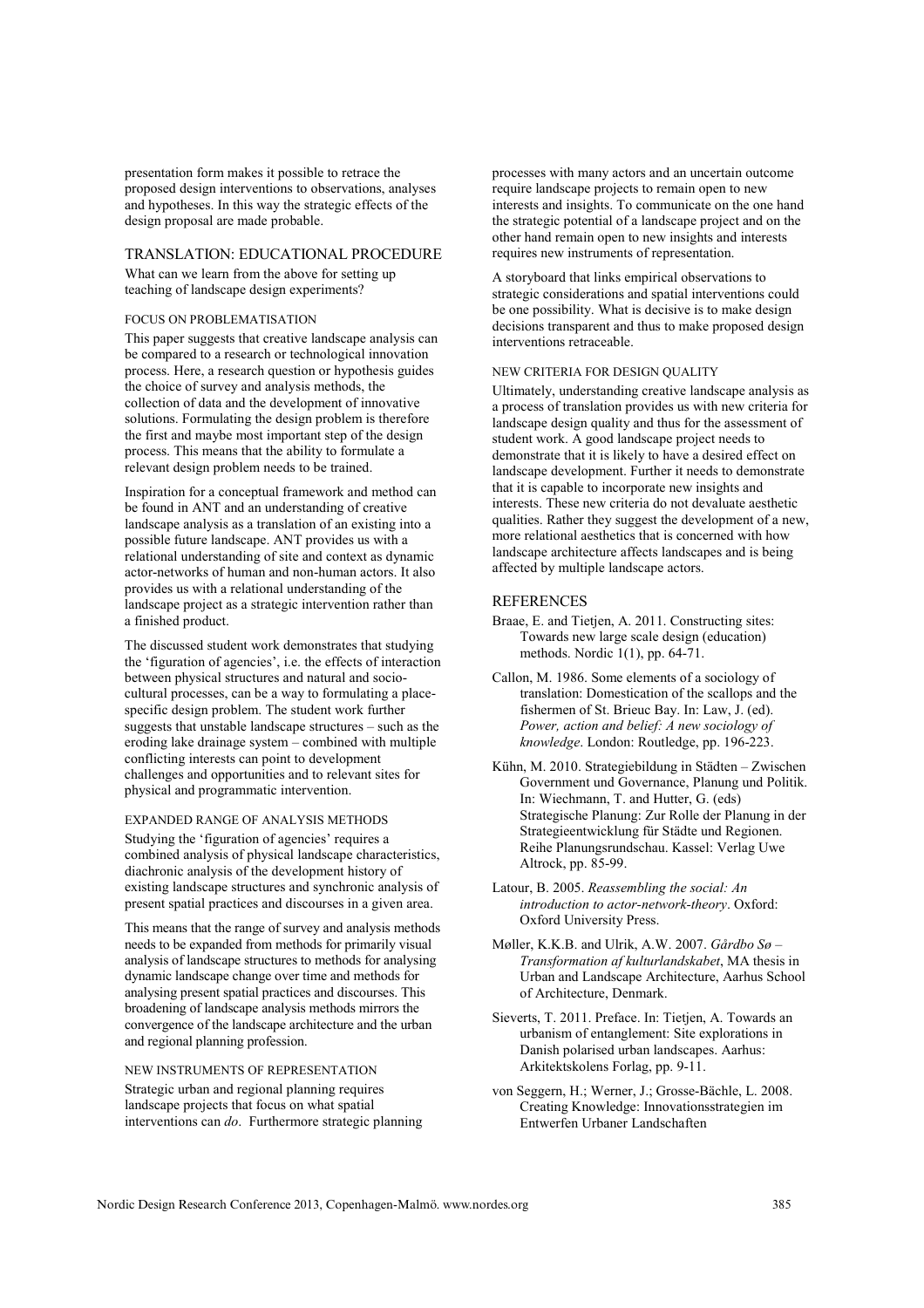presentation form makes it possible to retrace the proposed design interventions to observations, analyses and hypotheses. In this way the strategic effects of the design proposal are made probable.

## TRANSLATION: EDUCATIONAL PROCEDURE

What can we learn from the above for setting up teaching of landscape design experiments?

### FOCUS ON PROBLEMATISATION

This paper suggests that creative landscape analysis can be compared to a research or technological innovation process. Here, a research question or hypothesis guides the choice of survey and analysis methods, the collection of data and the development of innovative solutions. Formulating the design problem is therefore the first and maybe most important step of the design process. This means that the ability to formulate a relevant design problem needs to be trained.

Inspiration for a conceptual framework and method can be found in ANT and an understanding of creative landscape analysis as a translation of an existing into a possible future landscape. ANT provides us with a relational understanding of site and context as dynamic actor-networks of human and non-human actors. It also provides us with a relational understanding of the landscape project as a strategic intervention rather than a finished product.

The discussed student work demonstrates that studying the 'figuration of agencies', i.e. the effects of interaction between physical structures and natural and socio-cultural processes, can be a way to formulating a place-specific design problem. The student work further suggests that unstable landscape structures – such as the eroding lake drainage system – combined with multiple conflicting interests can point to development challenges and opportunities and to relevant sites for physical and programmatic intervention.

### EXPANDED RANGE OF ANALYSIS METHODS

Studying the 'figuration of agencies' requires a combined analysis of physical landscape characteristics, diachronic analysis of the development history of existing landscape structures and synchronic analysis of present spatial practices and discourses in a given area.

This means that the range of survey and analysis methods needs to be expanded from methods for primarily visual analysis of landscape structures to methods for analysing dynamic landscape change over time and methods for analysing present spatial practices and discourses. This broadening of landscape analysis methods mirrors the convergence of the landscape architecture and the urban and regional planning profession.

### NEW INSTRUMENTS OF REPRESENTATION

Strategic urban and regional planning requires landscape projects that focus on what spatial interventions can *do*. Furthermore strategic planning processes with many actors and an uncertain outcome require landscape projects to remain open to new interests and insights. To communicate on the one hand the strategic potential of a landscape project and on the other hand remain open to new insights and interests requires new instruments of representation.

A storyboard that links empirical observations to strategic considerations and spatial interventions could be one possibility. What is decisive is to make design decisions transparent and thus to make proposed design interventions retraceable.

### NEW CRITERIA FOR DESIGN QUALITY

Ultimately, understanding creative landscape analysis as a process of translation provides us with new criteria for landscape design quality and thus for the assessment of student work. A good landscape project needs to demonstrate that it is likely to have a desired effect on landscape development. Further it needs to demonstrate that it is capable to incorporate new insights and interests. These new criteria do not devaluate aesthetic qualities. Rather they suggest the development of a new, more relational aesthetics that is concerned with how landscape architecture affects landscapes and is being affected by multiple landscape actors.

## REFERENCES

Braae, E. and Tietjen, A. 2011. Constructing sites: Towards new large scale design (education) methods. Nordic 1(1), pp. 64-71.

Callon, M. 1986. Some elements of a sociology of translation: Domestication of the scallops and the fishermen of St. Brieuc Bay. In: Law, J. (ed). *Power, action and belief: A new sociology of knowledge*. London: Routledge, pp. 196-223.

Kühn, M. 2010. Strategiebildung in Städten – Zwischen Government und Governance, Planung und Politik. In: Wiechmann, T. and Hutter, G. (eds) Strategische Planung: Zur Rolle der Planung in der Strategieentwicklung für Städte und Regionen. Reihe Planungsrundschau. Kassel: Verlag Uwe Altrock, pp. 85-99.

Latour, B. 2005. *Reassembling the social: An introduction to actor-network-theory*. Oxford: Oxford University Press.

Møller, K.K.B. and Ulrik, A.W. 2007. *Gårdbo Sø – Transformation af kulturlandskabet*, MA thesis in Urban and Landscape Architecture, Aarhus School of Architecture, Denmark.

Sieverts, T. 2011. Preface. In: Tietjen, A. Towards an urbanism of entanglement: Site explorations in Danish polarised urban landscapes. Aarhus: Arkitektskolens Forlag, pp. 9-11.

von Seggern, H.; Werner, J.; Grosse-Bächle, L. 2008. Creating Knowledge: Innovationsstrategien im Entwerfen Urbaner Landschaften